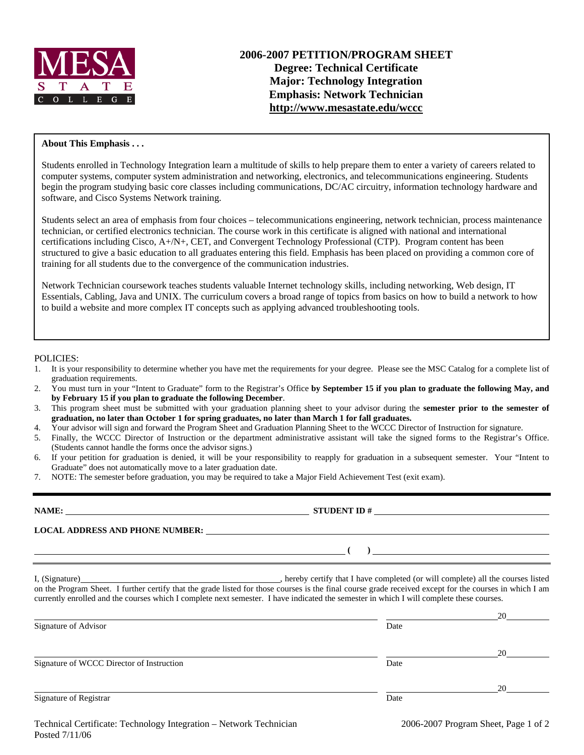MESA STATE COLLEGE

# 2006-2007 PETITION/PROGRAM SHEET
## Degree: Technical Certificate
## Major: Technology Integration
## Emphasis: Network Technician
## http://www.mesastate.edu/wccc

**About This Emphasis . . .**

Students enrolled in Technology Integration learn a multitude of skills to help prepare them to enter a variety of careers related to computer systems, computer system administration and networking, electronics, and telecommunications engineering. Students begin the program studying basic core classes including communications, DC/AC circuitry, information technology hardware and software, and Cisco Systems Network training.

Students select an area of emphasis from four choices – telecommunications engineering, network technician, process maintenance technician, or certified electronics technician. The course work in this certificate is aligned with national and international certifications including Cisco, A+/N+, CET, and Convergent Technology Professional (CTP). Program content has been structured to give a basic education to all graduates entering this field. Emphasis has been placed on providing a common core of training for all students due to the convergence of the communication industries.

Network Technician coursework teaches students valuable Internet technology skills, including networking, Web design, IT Essentials, Cabling, Java and UNIX. The curriculum covers a broad range of topics from basics on how to build a network to how to build a website and more complex IT concepts such as applying advanced troubleshooting tools.

POLICIES:

1. It is your responsibility to determine whether you have met the requirements for your degree. Please see the MSC Catalog for a complete list of graduation requirements.
2. You must turn in your "Intent to Graduate" form to the Registrar's Office **by September 15 if you plan to graduate the following May, and by February 15 if you plan to graduate the following December**.
3. This program sheet must be submitted with your graduation planning sheet to your advisor during the **semester prior to the semester of graduation, no later than October 1 for spring graduates, no later than March 1 for fall graduates.**
4. Your advisor will sign and forward the Program Sheet and Graduation Planning Sheet to the WCCC Director of Instruction for signature.
5. Finally, the WCCC Director of Instruction or the department administrative assistant will take the signed forms to the Registrar's Office. (Students cannot handle the forms once the advisor signs.)
6. If your petition for graduation is denied, it will be your responsibility to reapply for graduation in a subsequent semester. Your "Intent to Graduate" does not automatically move to a later graduation date.
7. NOTE: The semester before graduation, you may be required to take a Major Field Achievement Test (exit exam).

---

**NAME:** ______________________ **STUDENT ID #** ______________________

**LOCAL ADDRESS AND PHONE NUMBER:** ______________________

______________________ **( )** ______________________

I, (Signature)______________________, hereby certify that I have completed (or will complete) all the courses listed on the Program Sheet. I further certify that the grade listed for those courses is the final course grade received except for the courses in which I am currently enrolled and the courses which I complete next semester. I have indicated the semester in which I will complete these courses.

______________________ ______________ 20______
Signature of Advisor Date

______________________ ______________ 20______
Signature of WCCC Director of Instruction Date

______________________ ______________ 20______
Signature of Registrar Date

Technical Certificate: Technology Integration – Network Technician
Posted 7/11/06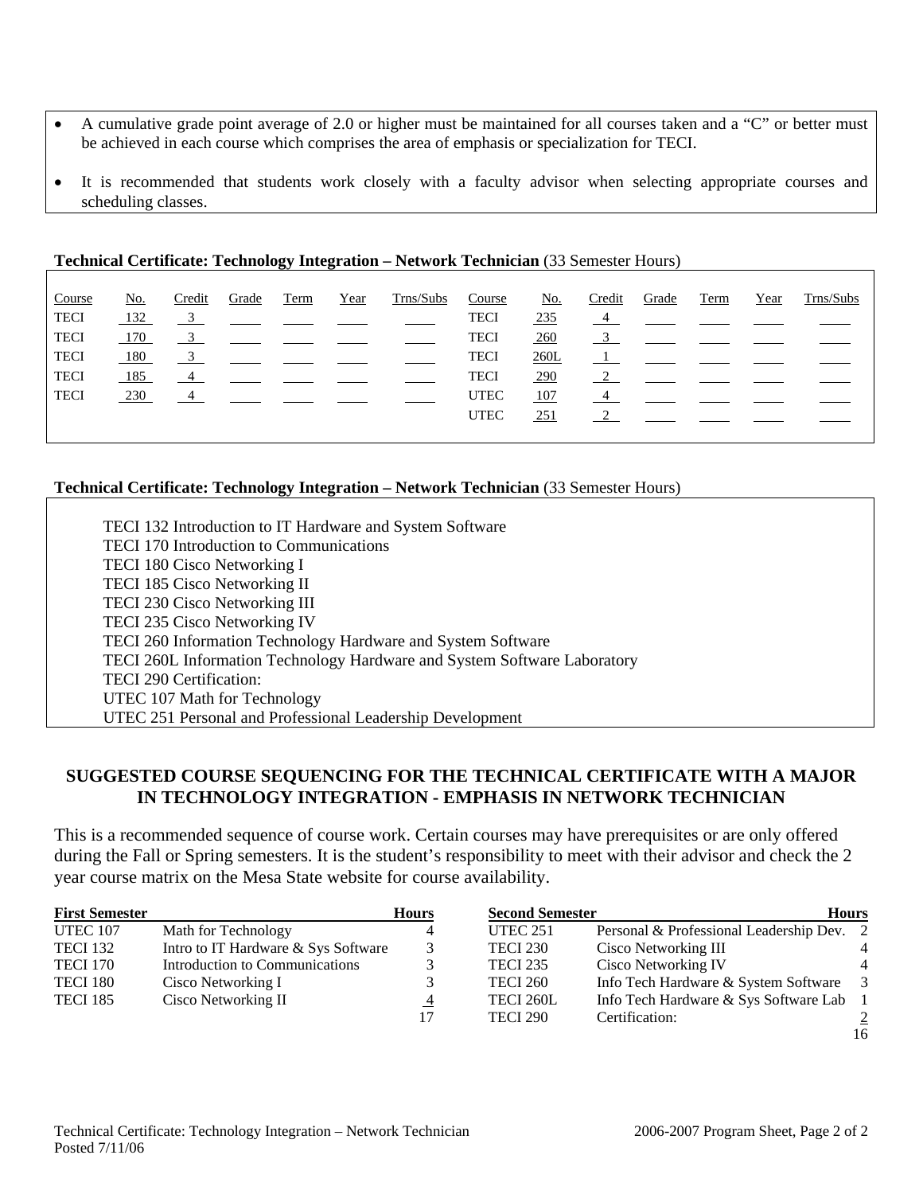- A cumulative grade point average of 2.0 or higher must be maintained for all courses taken and a "C" or better must be achieved in each course which comprises the area of emphasis or specialization for TECI.
- It is recommended that students work closely with a faculty advisor when selecting appropriate courses and scheduling classes.

**Technical Certificate: Technology Integration – Network Technician** (33 Semester Hours)

| Course | No. | Credit | Grade | Term | Year | Trns/Subs | Course | No. | Credit | Grade | Term | Year | Trns/Subs |
|---|---|---|---|---|---|---|---|---|---|---|---|---|---|
| TECI | 132 | 3 | | | | | TECI | 235 | 4 | | | | |
| TECI | 170 | 3 | | | | | TECI | 260 | 3 | | | | |
| TECI | 180 | 3 | | | | | TECI | 260L | 1 | | | | |
| TECI | 185 | 4 | | | | | TECI | 290 | 2 | | | | |
| TECI | 230 | 4 | | | | | UTEC | 107 | 4 | | | | |
| | | | | | | | UTEC | 251 | 2 | | | | |

**Technical Certificate: Technology Integration – Network Technician** (33 Semester Hours)

TECI 132 Introduction to IT Hardware and System Software
TECI 170 Introduction to Communications
TECI 180 Cisco Networking I
TECI 185 Cisco Networking II
TECI 230 Cisco Networking III
TECI 235 Cisco Networking IV
TECI 260 Information Technology Hardware and System Software
TECI 260L Information Technology Hardware and System Software Laboratory
TECI 290 Certification:
UTEC 107 Math for Technology
UTEC 251 Personal and Professional Leadership Development

## SUGGESTED COURSE SEQUENCING FOR THE TECHNICAL CERTIFICATE WITH A MAJOR IN TECHNOLOGY INTEGRATION - EMPHASIS IN NETWORK TECHNICIAN

This is a recommended sequence of course work. Certain courses may have prerequisites or are only offered during the Fall or Spring semesters. It is the student's responsibility to meet with their advisor and check the 2 year course matrix on the Mesa State website for course availability.

| First Semester | | Hours |
|---|---|---|
| UTEC 107 | Math for Technology | 4 |
| TECI 132 | Intro to IT Hardware & Sys Software | 3 |
| TECI 170 | Introduction to Communications | 3 |
| TECI 180 | Cisco Networking I | 3 |
| TECI 185 | Cisco Networking II | 4 |
| | | 17 |

| Second Semester | | Hours |
|---|---|---|
| UTEC 251 | Personal & Professional Leadership Dev. | 2 |
| TECI 230 | Cisco Networking III | 4 |
| TECI 235 | Cisco Networking IV | 4 |
| TECI 260 | Info Tech Hardware & System Software | 3 |
| TECI 260L | Info Tech Hardware & Sys Software Lab | 1 |
| TECI 290 | Certification: | 2 |
| | | 16 |

Technical Certificate: Technology Integration – Network Technician
Posted 7/11/06

2006-2007 Program Sheet